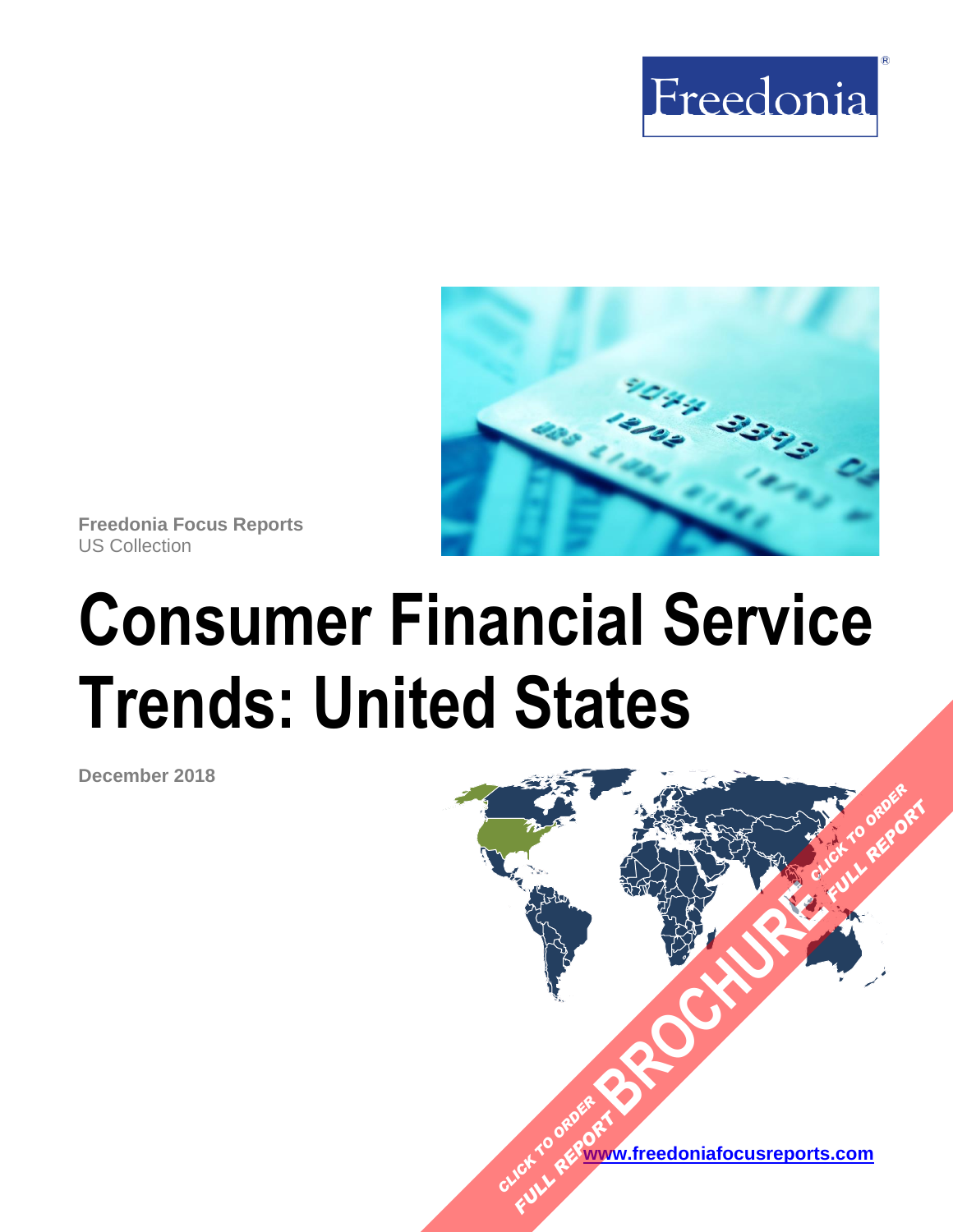Freedonia

Freedonia Focus Reports
US Collection

# Consumer Financial Service Trends: United States

December 2018

CLICK TO ORDER FULL REPORT BROCHURE CLICK TO ORDER FULL REPORT

www.freedoniafocusreports.com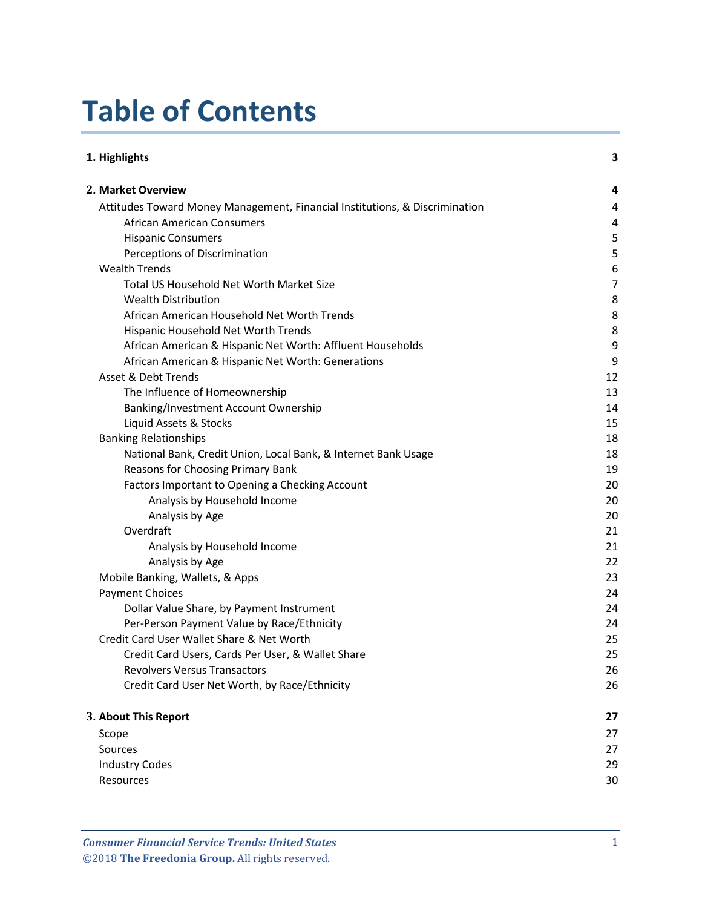# Table of Contents

| | |
|---|---|
| **1. Highlights** | **3** |
| **2. Market Overview** | **4** |
| Attitudes Toward Money Management, Financial Institutions, & Discrimination | 4 |
| African American Consumers | 4 |
| Hispanic Consumers | 5 |
| Perceptions of Discrimination | 5 |
| Wealth Trends | 6 |
| Total US Household Net Worth Market Size | 7 |
| Wealth Distribution | 8 |
| African American Household Net Worth Trends | 8 |
| Hispanic Household Net Worth Trends | 8 |
| African American & Hispanic Net Worth: Affluent Households | 9 |
| African American & Hispanic Net Worth: Generations | 9 |
| Asset & Debt Trends | 12 |
| The Influence of Homeownership | 13 |
| Banking/Investment Account Ownership | 14 |
| Liquid Assets & Stocks | 15 |
| Banking Relationships | 18 |
| National Bank, Credit Union, Local Bank, & Internet Bank Usage | 18 |
| Reasons for Choosing Primary Bank | 19 |
| Factors Important to Opening a Checking Account | 20 |
| Analysis by Household Income | 20 |
| Analysis by Age | 20 |
| Overdraft | 21 |
| Analysis by Household Income | 21 |
| Analysis by Age | 22 |
| Mobile Banking, Wallets, & Apps | 23 |
| Payment Choices | 24 |
| Dollar Value Share, by Payment Instrument | 24 |
| Per-Person Payment Value by Race/Ethnicity | 24 |
| Credit Card User Wallet Share & Net Worth | 25 |
| Credit Card Users, Cards Per User, & Wallet Share | 25 |
| Revolvers Versus Transactors | 26 |
| Credit Card User Net Worth, by Race/Ethnicity | 26 |
| **3. About This Report** | **27** |
| Scope | 27 |
| Sources | 27 |
| Industry Codes | 29 |
| Resources | 30 |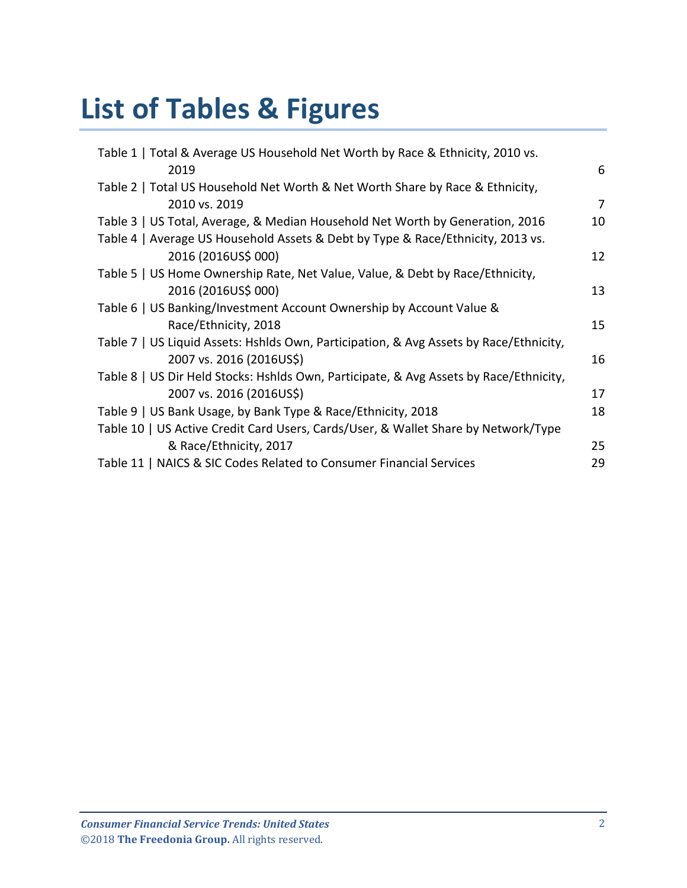# List of Tables & Figures

Table 1 | Total & Average US Household Net Worth by Race & Ethnicity, 2010 vs. 2019 6
Table 2 | Total US Household Net Worth & Net Worth Share by Race & Ethnicity, 2010 vs. 2019 7
Table 3 | US Total, Average, & Median Household Net Worth by Generation, 2016 10
Table 4 | Average US Household Assets & Debt by Type & Race/Ethnicity, 2013 vs. 2016 (2016US$ 000) 12
Table 5 | US Home Ownership Rate, Net Value, Value, & Debt by Race/Ethnicity, 2016 (2016US$ 000) 13
Table 6 | US Banking/Investment Account Ownership by Account Value & Race/Ethnicity, 2018 15
Table 7 | US Liquid Assets: Hshlds Own, Participation, & Avg Assets by Race/Ethnicity, 2007 vs. 2016 (2016US$) 16
Table 8 | US Dir Held Stocks: Hshlds Own, Participate, & Avg Assets by Race/Ethnicity, 2007 vs. 2016 (2016US$) 17
Table 9 | US Bank Usage, by Bank Type & Race/Ethnicity, 2018 18
Table 10 | US Active Credit Card Users, Cards/User, & Wallet Share by Network/Type & Race/Ethnicity, 2017 25
Table 11 | NAICS & SIC Codes Related to Consumer Financial Services 29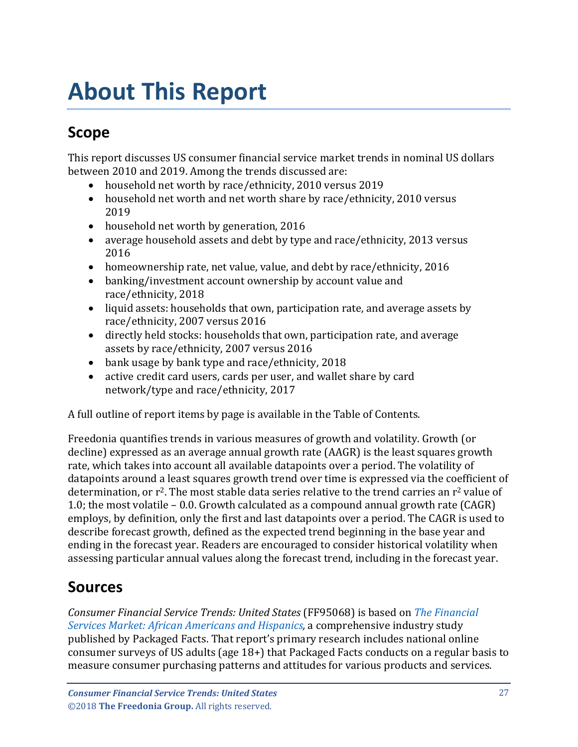# About This Report

## Scope

This report discusses US consumer financial service market trends in nominal US dollars between 2010 and 2019. Among the trends discussed are:

- household net worth by race/ethnicity, 2010 versus 2019
- household net worth and net worth share by race/ethnicity, 2010 versus 2019
- household net worth by generation, 2016
- average household assets and debt by type and race/ethnicity, 2013 versus 2016
- homeownership rate, net value, value, and debt by race/ethnicity, 2016
- banking/investment account ownership by account value and race/ethnicity, 2018
- liquid assets: households that own, participation rate, and average assets by race/ethnicity, 2007 versus 2016
- directly held stocks: households that own, participation rate, and average assets by race/ethnicity, 2007 versus 2016
- bank usage by bank type and race/ethnicity, 2018
- active credit card users, cards per user, and wallet share by card network/type and race/ethnicity, 2017

A full outline of report items by page is available in the Table of Contents.

Freedonia quantifies trends in various measures of growth and volatility. Growth (or decline) expressed as an average annual growth rate (AAGR) is the least squares growth rate, which takes into account all available datapoints over a period. The volatility of datapoints around a least squares growth trend over time is expressed via the coefficient of determination, or $r^2$. The most stable data series relative to the trend carries an $r^2$ value of 1.0; the most volatile – 0.0. Growth calculated as a compound annual growth rate (CAGR) employs, by definition, only the first and last datapoints over a period. The CAGR is used to describe forecast growth, defined as the expected trend beginning in the base year and ending in the forecast year. Readers are encouraged to consider historical volatility when assessing particular annual values along the forecast trend, including in the forecast year.

## Sources

*Consumer Financial Service Trends: United States* (FF95068) is based on *The Financial Services Market: African Americans and Hispanics*, a comprehensive industry study published by Packaged Facts. That report's primary research includes national online consumer surveys of US adults (age 18+) that Packaged Facts conducts on a regular basis to measure consumer purchasing patterns and attitudes for various products and services.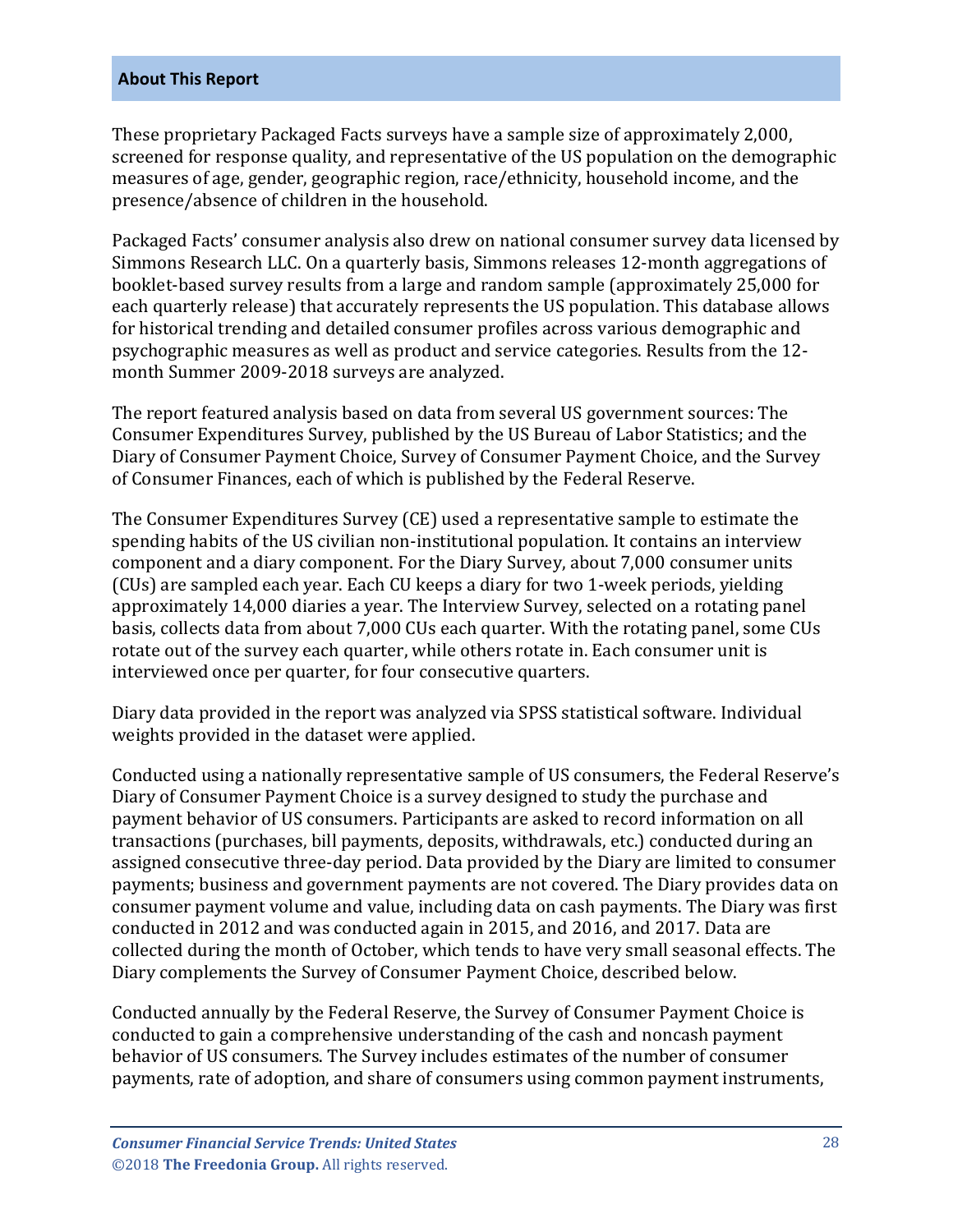## About This Report

These proprietary Packaged Facts surveys have a sample size of approximately 2,000, screened for response quality, and representative of the US population on the demographic measures of age, gender, geographic region, race/ethnicity, household income, and the presence/absence of children in the household.

Packaged Facts' consumer analysis also drew on national consumer survey data licensed by Simmons Research LLC. On a quarterly basis, Simmons releases 12-month aggregations of booklet-based survey results from a large and random sample (approximately 25,000 for each quarterly release) that accurately represents the US population. This database allows for historical trending and detailed consumer profiles across various demographic and psychographic measures as well as product and service categories. Results from the 12-month Summer 2009-2018 surveys are analyzed.

The report featured analysis based on data from several US government sources: The Consumer Expenditures Survey, published by the US Bureau of Labor Statistics; and the Diary of Consumer Payment Choice, Survey of Consumer Payment Choice, and the Survey of Consumer Finances, each of which is published by the Federal Reserve.

The Consumer Expenditures Survey (CE) used a representative sample to estimate the spending habits of the US civilian non-institutional population. It contains an interview component and a diary component. For the Diary Survey, about 7,000 consumer units (CUs) are sampled each year. Each CU keeps a diary for two 1-week periods, yielding approximately 14,000 diaries a year. The Interview Survey, selected on a rotating panel basis, collects data from about 7,000 CUs each quarter. With the rotating panel, some CUs rotate out of the survey each quarter, while others rotate in. Each consumer unit is interviewed once per quarter, for four consecutive quarters.

Diary data provided in the report was analyzed via SPSS statistical software. Individual weights provided in the dataset were applied.

Conducted using a nationally representative sample of US consumers, the Federal Reserve's Diary of Consumer Payment Choice is a survey designed to study the purchase and payment behavior of US consumers. Participants are asked to record information on all transactions (purchases, bill payments, deposits, withdrawals, etc.) conducted during an assigned consecutive three-day period. Data provided by the Diary are limited to consumer payments; business and government payments are not covered. The Diary provides data on consumer payment volume and value, including data on cash payments. The Diary was first conducted in 2012 and was conducted again in 2015, and 2016, and 2017. Data are collected during the month of October, which tends to have very small seasonal effects. The Diary complements the Survey of Consumer Payment Choice, described below.

Conducted annually by the Federal Reserve, the Survey of Consumer Payment Choice is conducted to gain a comprehensive understanding of the cash and noncash payment behavior of US consumers. The Survey includes estimates of the number of consumer payments, rate of adoption, and share of consumers using common payment instruments,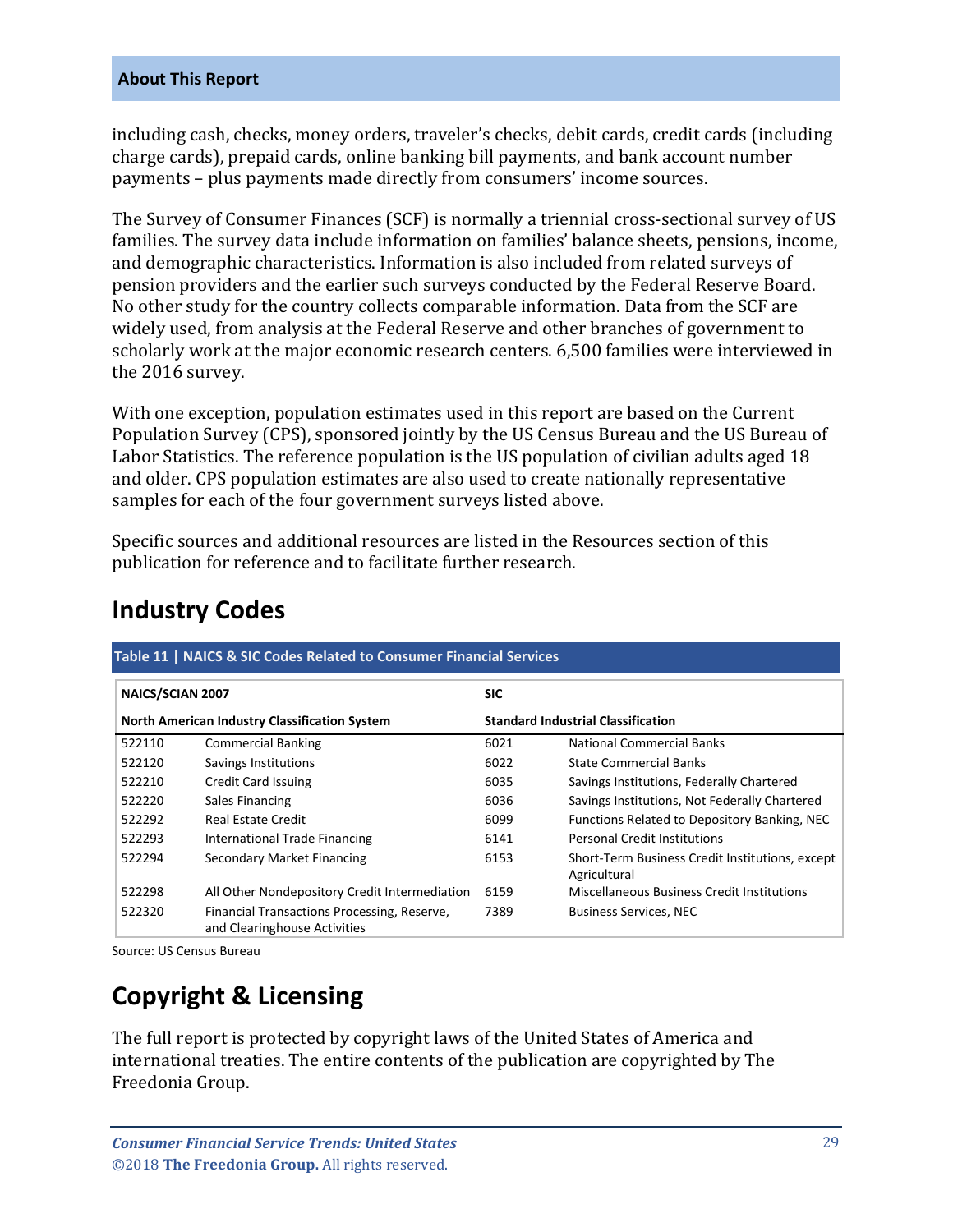including cash, checks, money orders, traveler's checks, debit cards, credit cards (including charge cards), prepaid cards, online banking bill payments, and bank account number payments – plus payments made directly from consumers' income sources.

The Survey of Consumer Finances (SCF) is normally a triennial cross-sectional survey of US families. The survey data include information on families' balance sheets, pensions, income, and demographic characteristics. Information is also included from related surveys of pension providers and the earlier such surveys conducted by the Federal Reserve Board. No other study for the country collects comparable information. Data from the SCF are widely used, from analysis at the Federal Reserve and other branches of government to scholarly work at the major economic research centers. 6,500 families were interviewed in the 2016 survey.

With one exception, population estimates used in this report are based on the Current Population Survey (CPS), sponsored jointly by the US Census Bureau and the US Bureau of Labor Statistics. The reference population is the US population of civilian adults aged 18 and older. CPS population estimates are also used to create nationally representative samples for each of the four government surveys listed above.

Specific sources and additional resources are listed in the Resources section of this publication for reference and to facilitate further research.

## Industry Codes

**Table 11 | NAICS & SIC Codes Related to Consumer Financial Services**

| NAICS/SCIAN 2007 | | SIC | |
|---|---|---|---|
| **North American Industry Classification System** | | **Standard Industrial Classification** | |
| 522110 | Commercial Banking | 6021 | National Commercial Banks |
| 522120 | Savings Institutions | 6022 | State Commercial Banks |
| 522210 | Credit Card Issuing | 6035 | Savings Institutions, Federally Chartered |
| 522220 | Sales Financing | 6036 | Savings Institutions, Not Federally Chartered |
| 522292 | Real Estate Credit | 6099 | Functions Related to Depository Banking, NEC |
| 522293 | International Trade Financing | 6141 | Personal Credit Institutions |
| 522294 | Secondary Market Financing | 6153 | Short-Term Business Credit Institutions, except Agricultural |
| 522298 | All Other Nondepository Credit Intermediation | 6159 | Miscellaneous Business Credit Institutions |
| 522320 | Financial Transactions Processing, Reserve, and Clearinghouse Activities | 7389 | Business Services, NEC |

Source: US Census Bureau

## Copyright & Licensing

The full report is protected by copyright laws of the United States of America and international treaties. The entire contents of the publication are copyrighted by The Freedonia Group.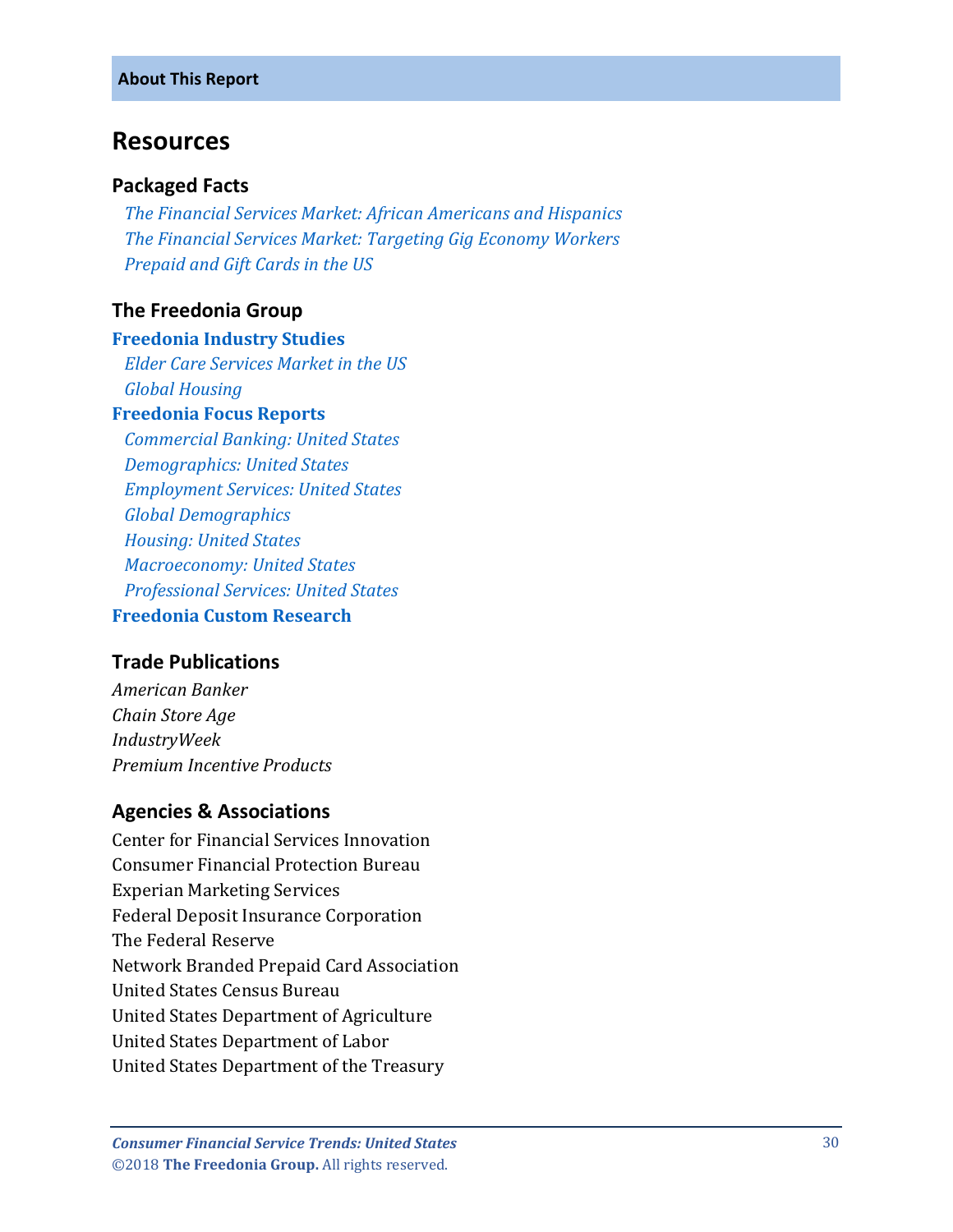**About This Report**

# Resources

### Packaged Facts

*The Financial Services Market: African Americans and Hispanics*
*The Financial Services Market: Targeting Gig Economy Workers*
*Prepaid and Gift Cards in the US*

### The Freedonia Group

**Freedonia Industry Studies**

*Elder Care Services Market in the US*
*Global Housing*

**Freedonia Focus Reports**

*Commercial Banking: United States*
*Demographics: United States*
*Employment Services: United States*
*Global Demographics*
*Housing: United States*
*Macroeconomy: United States*
*Professional Services: United States*

**Freedonia Custom Research**

### Trade Publications

*American Banker*
*Chain Store Age*
*IndustryWeek*
*Premium Incentive Products*

### Agencies & Associations

Center for Financial Services Innovation
Consumer Financial Protection Bureau
Experian Marketing Services
Federal Deposit Insurance Corporation
The Federal Reserve
Network Branded Prepaid Card Association
United States Census Bureau
United States Department of Agriculture
United States Department of Labor
United States Department of the Treasury